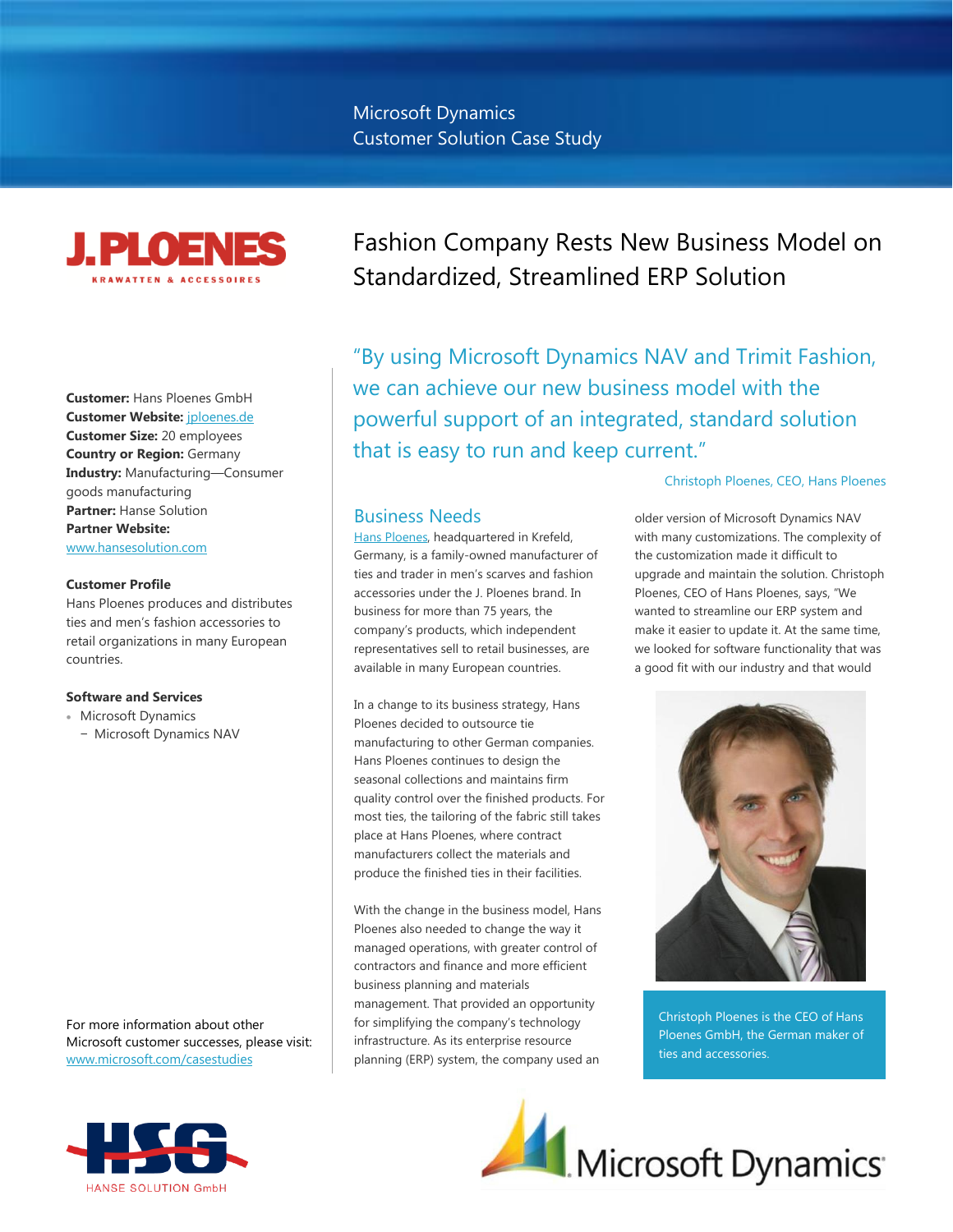Microsoft Dynamics
Customer Solution Case Study

# Fashion Company Rests New Business Model on Standardized, Streamlined ERP Solution

**Customer:** Hans Ploenes GmbH
**Customer Website:** jploenes.de
**Customer Size:** 20 employees
**Country or Region:** Germany
**Industry:** Manufacturing—Consumer goods manufacturing
**Partner:** Hanse Solution
**Partner Website:** www.hansesolution.com

**Customer Profile**

Hans Ploenes produces and distributes ties and men's fashion accessories to retail organizations in many European countries.

**Software and Services**

- Microsoft Dynamics
  - Microsoft Dynamics NAV

For more information about other Microsoft customer successes, please visit: www.microsoft.com/casestudies

> "By using Microsoft Dynamics NAV and Trimit Fashion, we can achieve our new business model with the powerful support of an integrated, standard solution that is easy to run and keep current."
>
> Christoph Ploenes, CEO, Hans Ploenes

## Business Needs

Hans Ploenes, headquartered in Krefeld, Germany, is a family-owned manufacturer of ties and trader in men's scarves and fashion accessories under the J. Ploenes brand. In business for more than 75 years, the company's products, which independent representatives sell to retail businesses, are available in many European countries.

In a change to its business strategy, Hans Ploenes decided to outsource tie manufacturing to other German companies. Hans Ploenes continues to design the seasonal collections and maintains firm quality control over the finished products. For most ties, the tailoring of the fabric still takes place at Hans Ploenes, where contract manufacturers collect the materials and produce the finished ties in their facilities.

With the change in the business model, Hans Ploenes also needed to change the way it managed operations, with greater control of contractors and finance and more efficient business planning and materials management. That provided an opportunity for simplifying the company's technology infrastructure. As its enterprise resource planning (ERP) system, the company used an older version of Microsoft Dynamics NAV with many customizations. The complexity of the customization made it difficult to upgrade and maintain the solution. Christoph Ploenes, CEO of Hans Ploenes, says, "We wanted to streamline our ERP system and make it easier to update it. At the same time, we looked for software functionality that was a good fit with our industry and that would

Christoph Ploenes is the CEO of Hans Ploenes GmbH, the German maker of ties and accessories.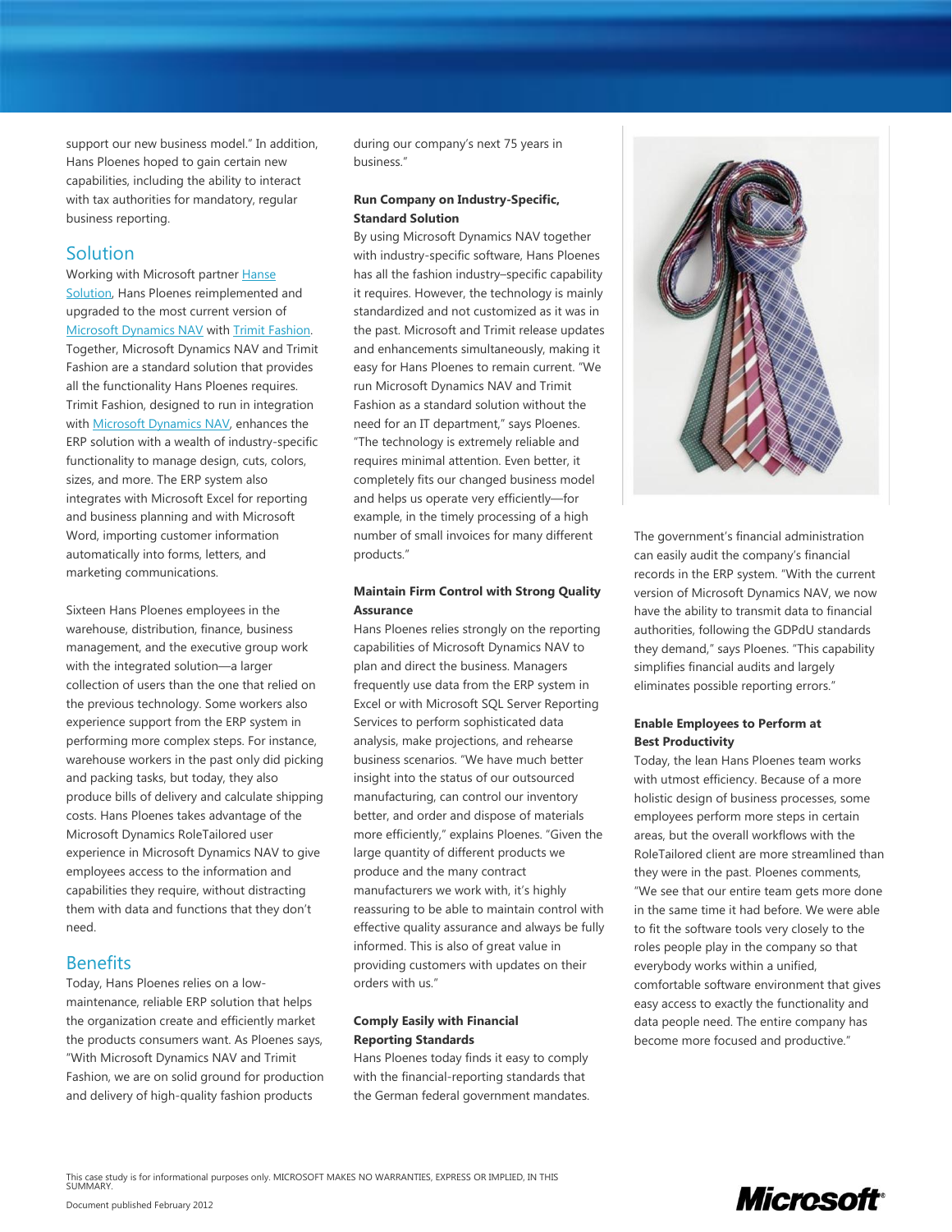support our new business model." In addition, Hans Ploenes hoped to gain certain new capabilities, including the ability to interact with tax authorities for mandatory, regular business reporting.

## Solution

Working with Microsoft partner Hanse Solution, Hans Ploenes reimplemented and upgraded to the most current version of Microsoft Dynamics NAV with Trimit Fashion. Together, Microsoft Dynamics NAV and Trimit Fashion are a standard solution that provides all the functionality Hans Ploenes requires. Trimit Fashion, designed to run in integration with Microsoft Dynamics NAV, enhances the ERP solution with a wealth of industry-specific functionality to manage design, cuts, colors, sizes, and more. The ERP system also integrates with Microsoft Excel for reporting and business planning and with Microsoft Word, importing customer information automatically into forms, letters, and marketing communications.

Sixteen Hans Ploenes employees in the warehouse, distribution, finance, business management, and the executive group work with the integrated solution—a larger collection of users than the one that relied on the previous technology. Some workers also experience support from the ERP system in performing more complex steps. For instance, warehouse workers in the past only did picking and packing tasks, but today, they also produce bills of delivery and calculate shipping costs. Hans Ploenes takes advantage of the Microsoft Dynamics RoleTailored user experience in Microsoft Dynamics NAV to give employees access to the information and capabilities they require, without distracting them with data and functions that they don't need.

## Benefits

Today, Hans Ploenes relies on a low-maintenance, reliable ERP solution that helps the organization create and efficiently market the products consumers want. As Ploenes says, "With Microsoft Dynamics NAV and Trimit Fashion, we are on solid ground for production and delivery of high-quality fashion products during our company's next 75 years in business."

### Run Company on Industry-Specific, Standard Solution

By using Microsoft Dynamics NAV together with industry-specific software, Hans Ploenes has all the fashion industry–specific capability it requires. However, the technology is mainly standardized and not customized as it was in the past. Microsoft and Trimit release updates and enhancements simultaneously, making it easy for Hans Ploenes to remain current. "We run Microsoft Dynamics NAV and Trimit Fashion as a standard solution without the need for an IT department," says Ploenes. "The technology is extremely reliable and requires minimal attention. Even better, it completely fits our changed business model and helps us operate very efficiently—for example, in the timely processing of a high number of small invoices for many different products."

### Maintain Firm Control with Strong Quality Assurance

Hans Ploenes relies strongly on the reporting capabilities of Microsoft Dynamics NAV to plan and direct the business. Managers frequently use data from the ERP system in Excel or with Microsoft SQL Server Reporting Services to perform sophisticated data analysis, make projections, and rehearse business scenarios. "We have much better insight into the status of our outsourced manufacturing, can control our inventory better, and order and dispose of materials more efficiently," explains Ploenes. "Given the large quantity of different products we produce and the many contract manufacturers we work with, it's highly reassuring to be able to maintain control with effective quality assurance and always be fully informed. This is also of great value in providing customers with updates on their orders with us."

### Comply Easily with Financial Reporting Standards

Hans Ploenes today finds it easy to comply with the financial-reporting standards that the German federal government mandates. The government's financial administration can easily audit the company's financial records in the ERP system. "With the current version of Microsoft Dynamics NAV, we now have the ability to transmit data to financial authorities, following the GDPdU standards they demand," says Ploenes. "This capability simplifies financial audits and largely eliminates possible reporting errors."

### Enable Employees to Perform at Best Productivity

Today, the lean Hans Ploenes team works with utmost efficiency. Because of a more holistic design of business processes, some employees perform more steps in certain areas, but the overall workflows with the RoleTailored client are more streamlined than they were in the past. Ploenes comments, "We see that our entire team gets more done in the same time it had before. We were able to fit the software tools very closely to the roles people play in the company so that everybody works within a unified, comfortable software environment that gives easy access to exactly the functionality and data people need. The entire company has become more focused and productive."

This case study is for informational purposes only. MICROSOFT MAKES NO WARRANTIES, EXPRESS OR IMPLIED, IN THIS SUMMARY.

Document published February 2012